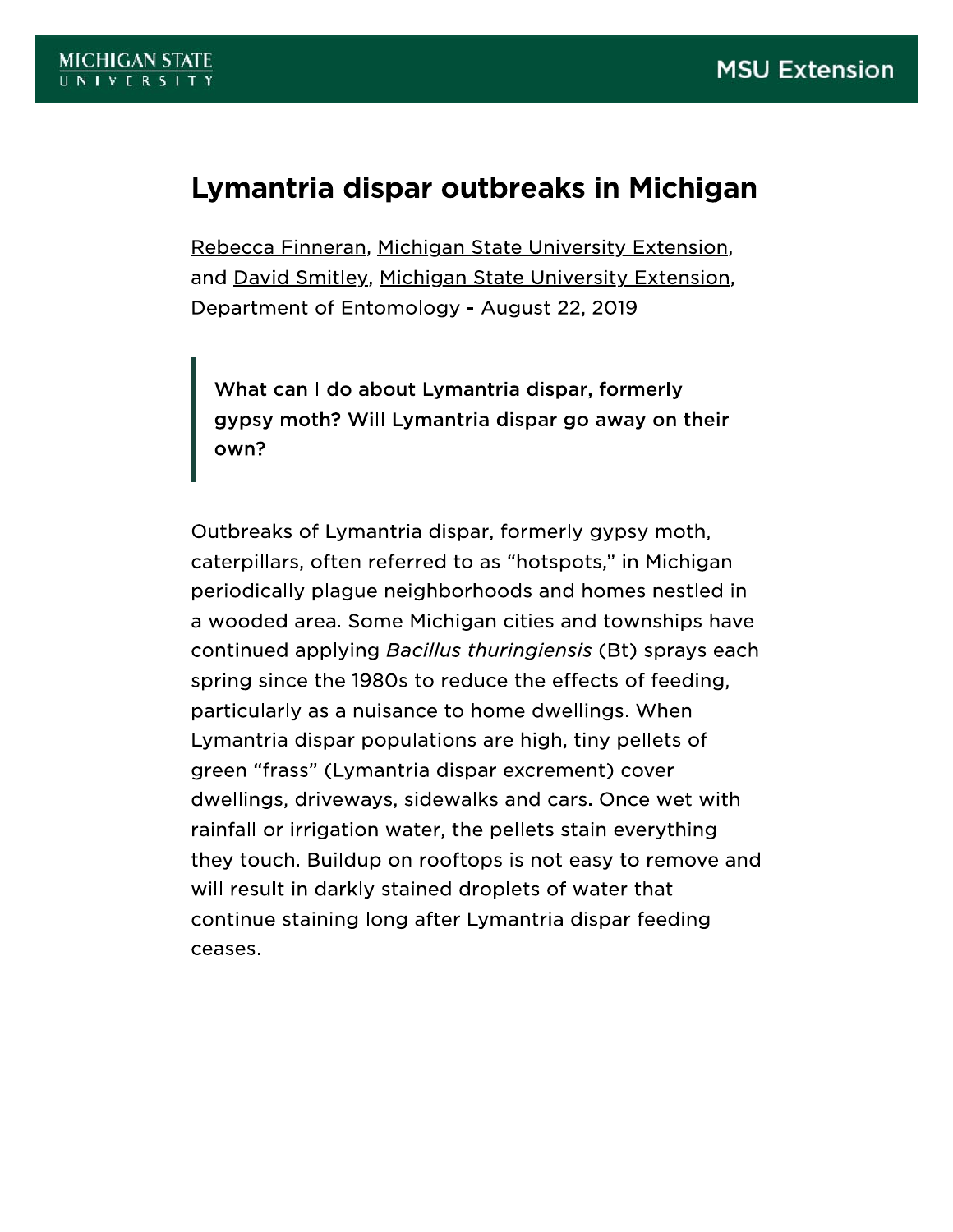# Lymantria dispar outbreaks in Michigan

Rebecca Finneran, Michigan State University Extension, and David Smitley, Michigan State University Extension, Department of Entomology - August 22, 2019

> **What can I do about Lymantria dispar, formerly gypsy moth? Will Lymantria dispar go away on their own?**

Outbreaks of Lymantria dispar, formerly gypsy moth, caterpillars, often referred to as “hotspots,” in Michigan periodically plague neighborhoods and homes nestled in a wooded area. Some Michigan cities and townships have continued applying *Bacillus thuringiensis* (Bt) sprays each spring since the 1980s to reduce the effects of feeding, particularly as a nuisance to home dwellings. When Lymantria dispar populations are high, tiny pellets of green “frass” (Lymantria dispar excrement) cover dwellings, driveways, sidewalks and cars. Once wet with rainfall or irrigation water, the pellets stain everything they touch. Buildup on rooftops is not easy to remove and will result in darkly stained droplets of water that continue staining long after Lymantria dispar feeding ceases.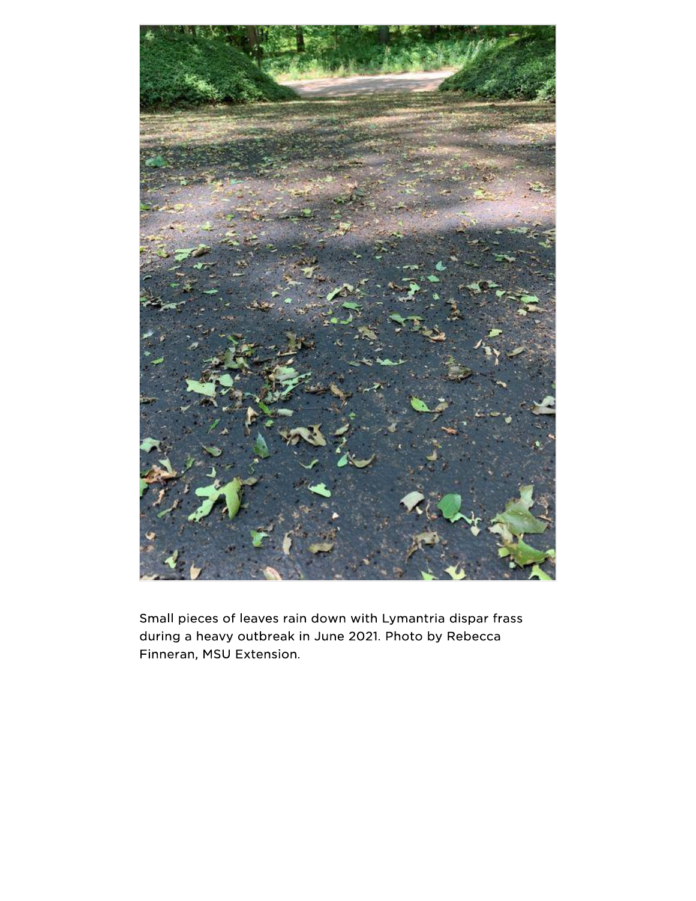Small pieces of leaves rain down with Lymantria dispar frass during a heavy outbreak in June 2021. Photo by Rebecca Finneran, MSU Extension.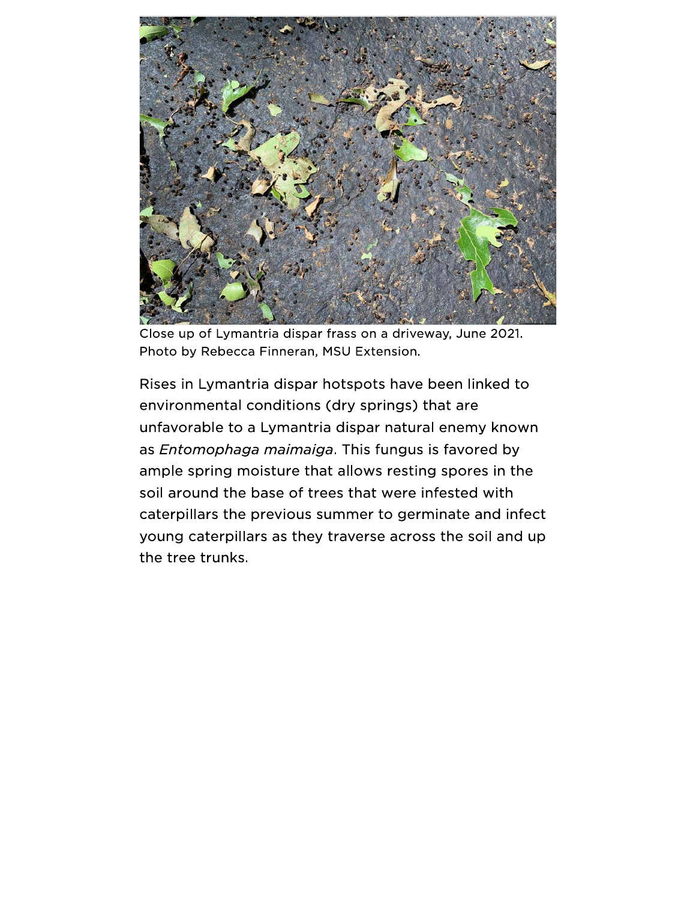Close up of Lymantria dispar frass on a driveway, June 2021. Photo by Rebecca Finneran, MSU Extension.

Rises in Lymantria dispar hotspots have been linked to environmental conditions (dry springs) that are unfavorable to a Lymantria dispar natural enemy known as *Entomophaga maimaiga*. This fungus is favored by ample spring moisture that allows resting spores in the soil around the base of trees that were infested with caterpillars the previous summer to germinate and infect young caterpillars as they traverse across the soil and up the tree trunks.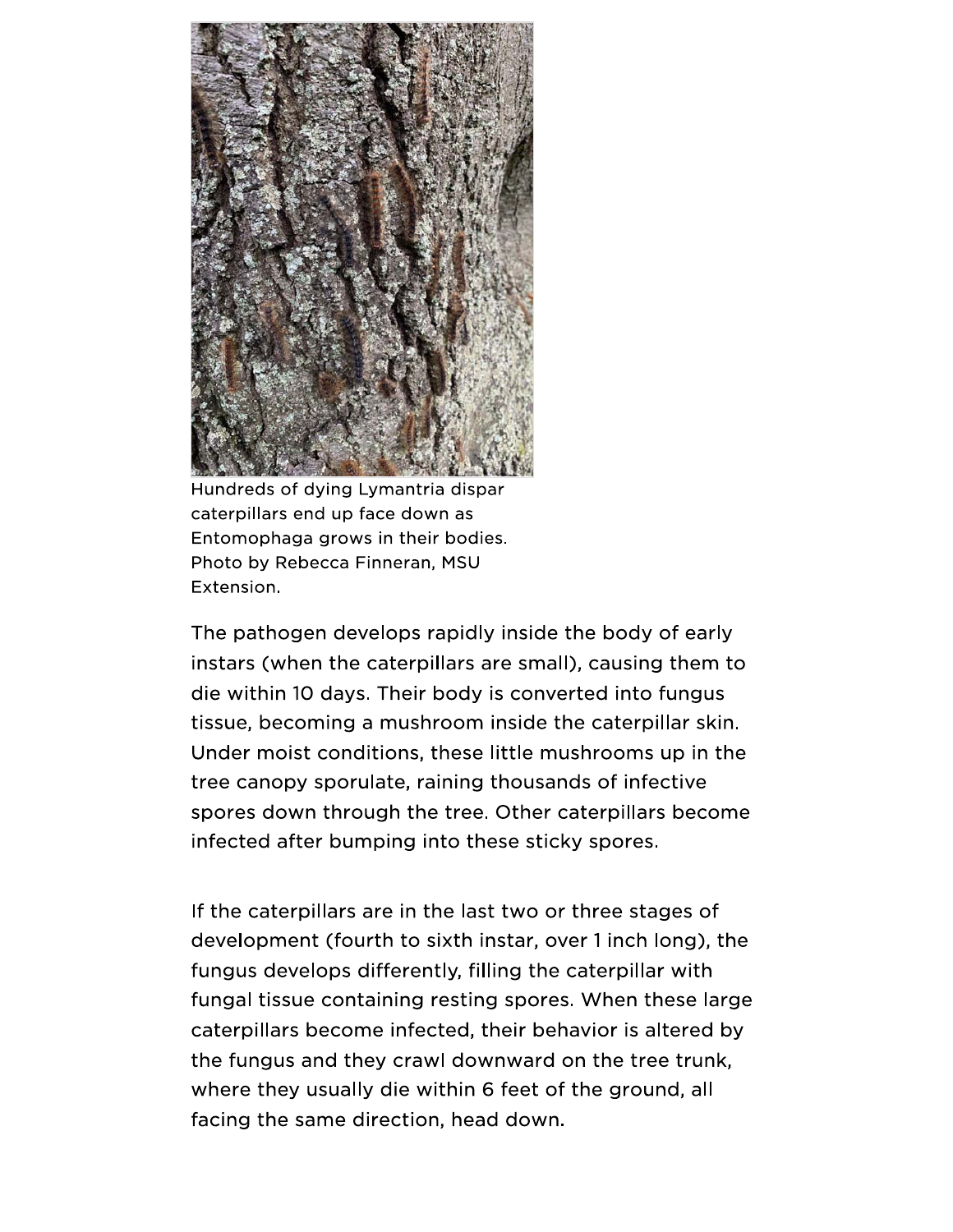Hundreds of dying Lymantria dispar caterpillars end up face down as Entomophaga grows in their bodies. Photo by Rebecca Finneran, MSU Extension.

The pathogen develops rapidly inside the body of early instars (when the caterpillars are small), causing them to die within 10 days. Their body is converted into fungus tissue, becoming a mushroom inside the caterpillar skin. Under moist conditions, these little mushrooms up in the tree canopy sporulate, raining thousands of infective spores down through the tree. Other caterpillars become infected after bumping into these sticky spores.

If the caterpillars are in the last two or three stages of development (fourth to sixth instar, over 1 inch long), the fungus develops differently, filling the caterpillar with fungal tissue containing resting spores. When these large caterpillars become infected, their behavior is altered by the fungus and they crawl downward on the tree trunk, where they usually die within 6 feet of the ground, all facing the same direction, head down.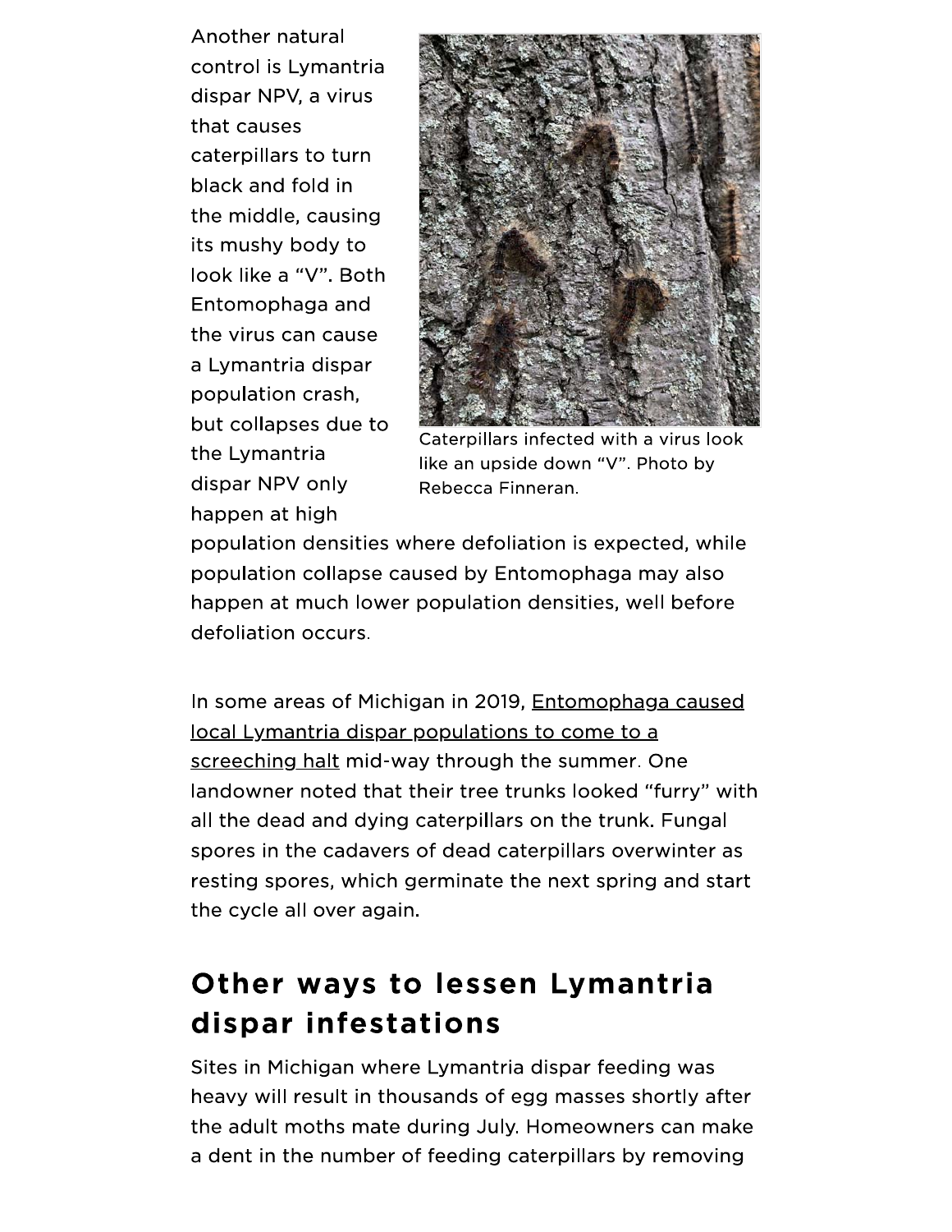Another natural control is Lymantria dispar NPV, a virus that causes caterpillars to turn black and fold in the middle, causing its mushy body to look like a "V". Both Entomophaga and the virus can cause a Lymantria dispar population crash, but collapses due to the Lymantria dispar NPV only happen at high population densities where defoliation is expected, while population collapse caused by Entomophaga may also happen at much lower population densities, well before defoliation occurs.

Caterpillars infected with a virus look like an upside down "V". Photo by Rebecca Finneran.

In some areas of Michigan in 2019, Entomophaga caused local Lymantria dispar populations to come to a screeching halt mid-way through the summer. One landowner noted that their tree trunks looked "furry" with all the dead and dying caterpillars on the trunk. Fungal spores in the cadavers of dead caterpillars overwinter as resting spores, which germinate the next spring and start the cycle all over again.

## Other ways to lessen Lymantria dispar infestations

Sites in Michigan where Lymantria dispar feeding was heavy will result in thousands of egg masses shortly after the adult moths mate during July. Homeowners can make a dent in the number of feeding caterpillars by removing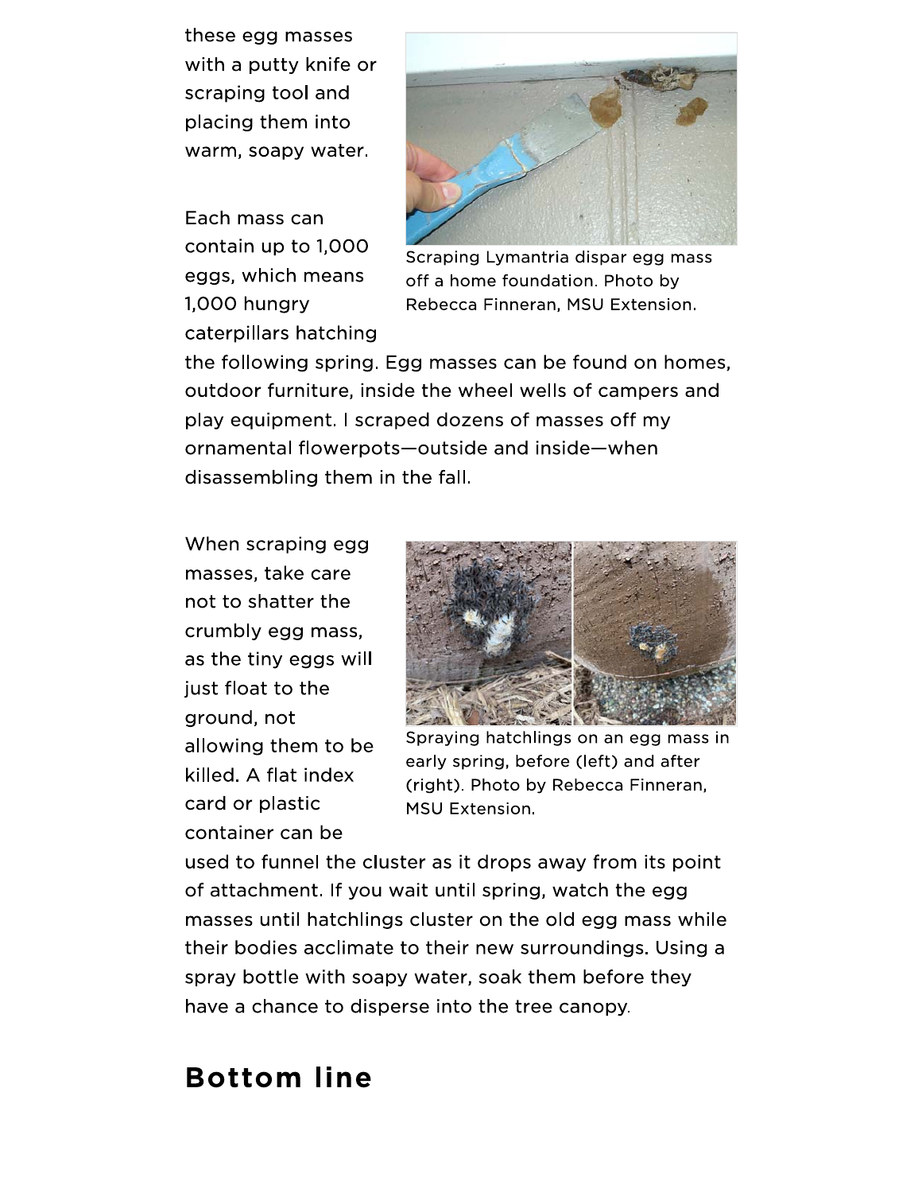these egg masses with a putty knife or scraping tool and placing them into warm, soapy water.

Scraping Lymantria dispar egg mass off a home foundation. Photo by Rebecca Finneran, MSU Extension.

Each mass can contain up to 1,000 eggs, which means 1,000 hungry caterpillars hatching the following spring. Egg masses can be found on homes, outdoor furniture, inside the wheel wells of campers and play equipment. I scraped dozens of masses off my ornamental flowerpots—outside and inside—when disassembling them in the fall.

Spraying hatchlings on an egg mass in early spring, before (left) and after (right). Photo by Rebecca Finneran, MSU Extension.

When scraping egg masses, take care not to shatter the crumbly egg mass, as the tiny eggs will just float to the ground, not allowing them to be killed. A flat index card or plastic container can be used to funnel the cluster as it drops away from its point of attachment. If you wait until spring, watch the egg masses until hatchlings cluster on the old egg mass while their bodies acclimate to their new surroundings. Using a spray bottle with soapy water, soak them before they have a chance to disperse into the tree canopy.

## Bottom line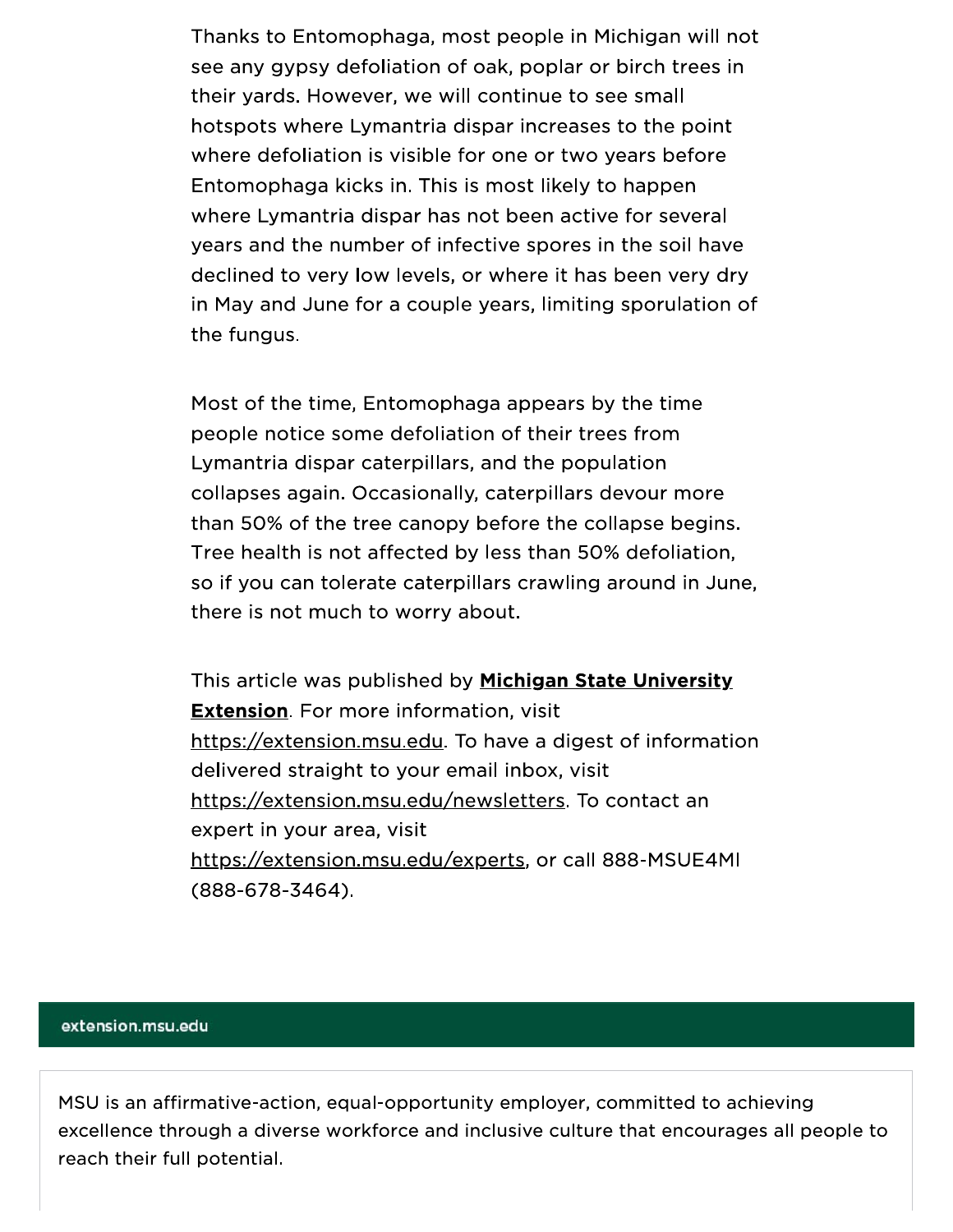Thanks to Entomophaga, most people in Michigan will not see any gypsy defoliation of oak, poplar or birch trees in their yards. However, we will continue to see small hotspots where Lymantria dispar increases to the point where defoliation is visible for one or two years before Entomophaga kicks in. This is most likely to happen where Lymantria dispar has not been active for several years and the number of infective spores in the soil have declined to very low levels, or where it has been very dry in May and June for a couple years, limiting sporulation of the fungus.

Most of the time, Entomophaga appears by the time people notice some defoliation of their trees from Lymantria dispar caterpillars, and the population collapses again. Occasionally, caterpillars devour more than 50% of the tree canopy before the collapse begins. Tree health is not affected by less than 50% defoliation, so if you can tolerate caterpillars crawling around in June, there is not much to worry about.

This article was published by **Michigan State University Extension**. For more information, visit https://extension.msu.edu. To have a digest of information delivered straight to your email inbox, visit https://extension.msu.edu/newsletters. To contact an expert in your area, visit https://extension.msu.edu/experts, or call 888-MSUE4MI (888-678-3464).

extension.msu.edu

MSU is an affirmative-action, equal-opportunity employer, committed to achieving excellence through a diverse workforce and inclusive culture that encourages all people to reach their full potential.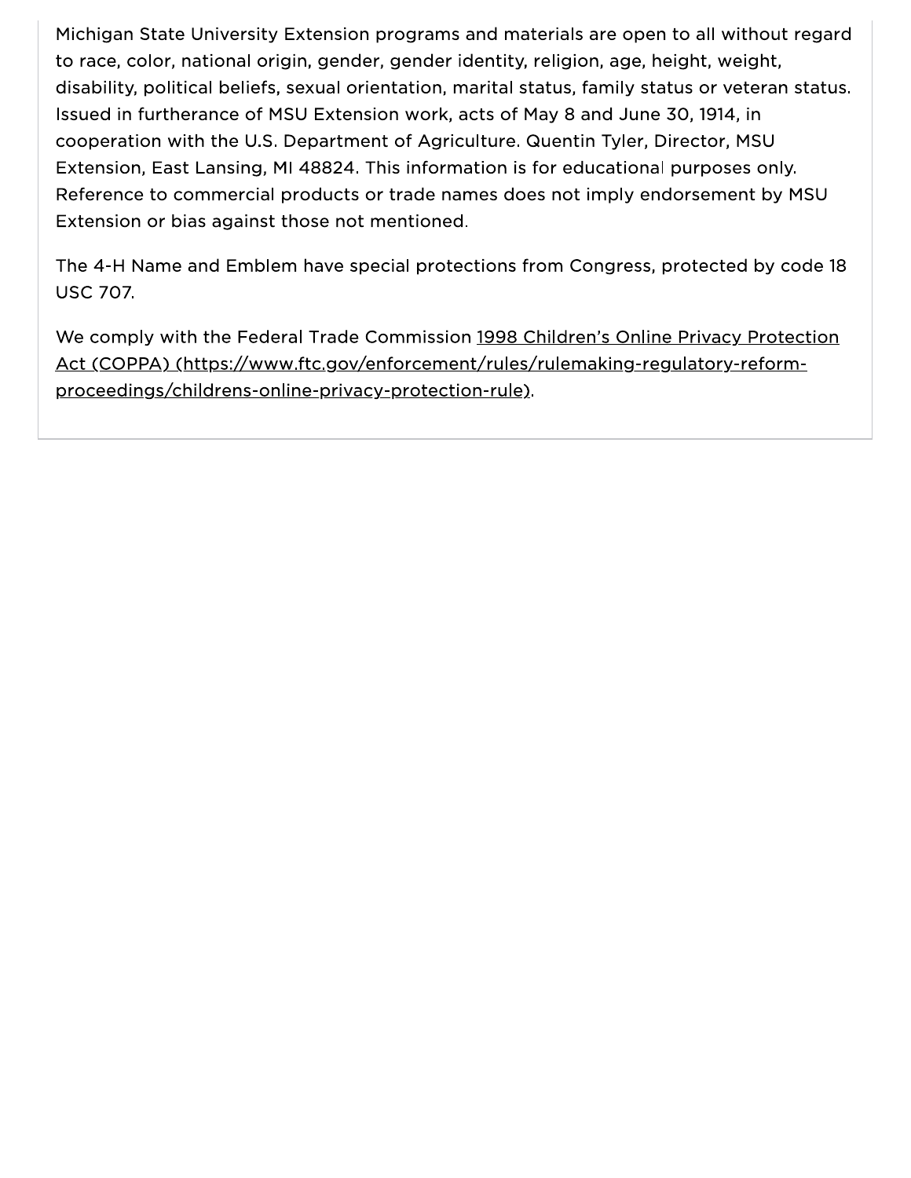Michigan State University Extension programs and materials are open to all without regard to race, color, national origin, gender, gender identity, religion, age, height, weight, disability, political beliefs, sexual orientation, marital status, family status or veteran status. Issued in furtherance of MSU Extension work, acts of May 8 and June 30, 1914, in cooperation with the U.S. Department of Agriculture. Quentin Tyler, Director, MSU Extension, East Lansing, MI 48824. This information is for educational purposes only. Reference to commercial products or trade names does not imply endorsement by MSU Extension or bias against those not mentioned.

The 4-H Name and Emblem have special protections from Congress, protected by code 18 USC 707.

We comply with the Federal Trade Commission 1998 Children's Online Privacy Protection Act (COPPA) (https://www.ftc.gov/enforcement/rules/rulemaking-regulatory-reform-proceedings/childrens-online-privacy-protection-rule).